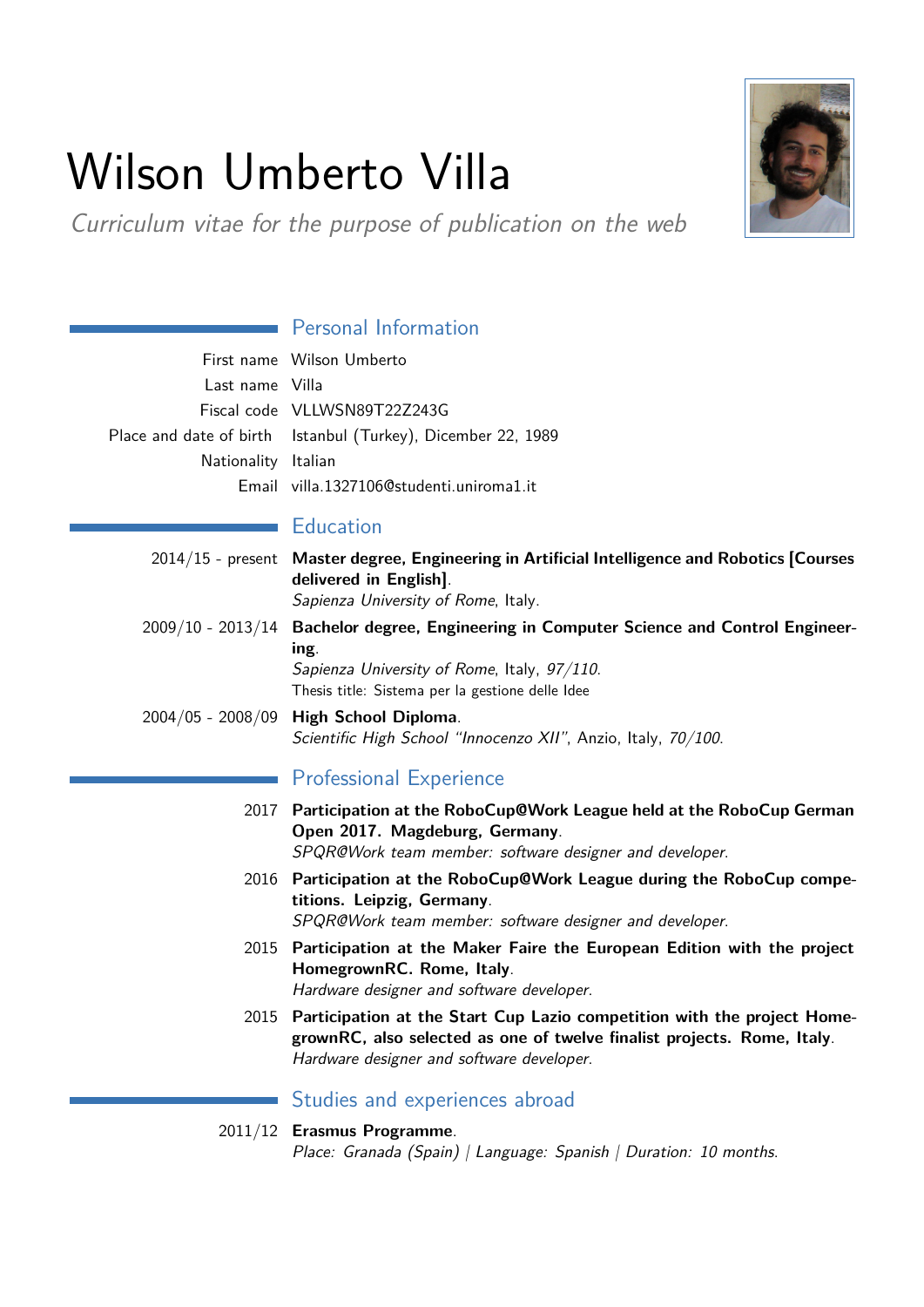# Wilson Umberto Villa

*Curriculum vitae for the purpose of publication on the web*

## Personal Information

First name Wilson Umberto

Last name Villa

Fiscal code VLLWSN89T22Z243G

Place and date of birth Istanbul (Turkey), Dicember 22, 1989

Nationality Italian

Email villa.1327106@studenti.uniroma1.it

## Education

2014/15 - present **Master degree, Engineering in Artificial Intelligence and Robotics [Courses delivered in English]**.
*Sapienza University of Rome*, Italy.

2009/10 - 2013/14 **Bachelor degree, Engineering in Computer Science and Control Engineering**.
*Sapienza University of Rome*, Italy, *97/110*.
Thesis title: Sistema per la gestione delle Idee

2004/05 - 2008/09 **High School Diploma**.
*Scientific High School "Innocenzo XII"*, Anzio, Italy, *70/100*.

## Professional Experience

2017 **Participation at the RoboCup@Work League held at the RoboCup German Open 2017. Magdeburg, Germany**.
*SPQR@Work team member: software designer and developer.*

2016 **Participation at the RoboCup@Work League during the RoboCup competitions. Leipzig, Germany**.
*SPQR@Work team member: software designer and developer.*

2015 **Participation at the Maker Faire the European Edition with the project HomegrownRC. Rome, Italy**.
*Hardware designer and software developer.*

2015 **Participation at the Start Cup Lazio competition with the project HomegrownRC, also selected as one of twelve finalist projects. Rome, Italy**.
*Hardware designer and software developer.*

## Studies and experiences abroad

2011/12 **Erasmus Programme**.
*Place: Granada (Spain) | Language: Spanish | Duration: 10 months.*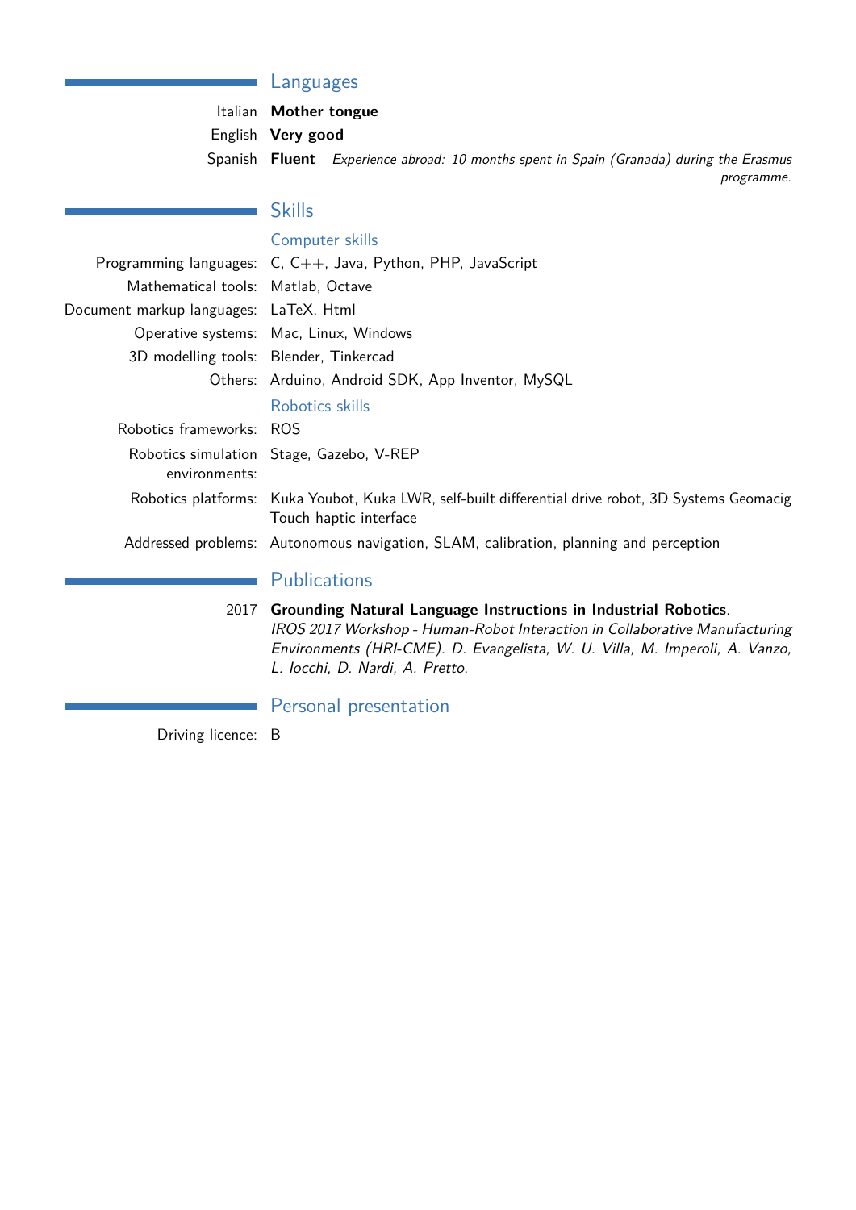## Languages

Italian **Mother tongue**

English **Very good**

Spanish **Fluent** *Experience abroad: 10 months spent in Spain (Granada) during the Erasmus programme.*

## Skills

### Computer skills

Programming languages: C, C++, Java, Python, PHP, JavaScript

Mathematical tools: Matlab, Octave

Document markup languages: LaTeX, Html

Operative systems: Mac, Linux, Windows

3D modelling tools: Blender, Tinkercad

Others: Arduino, Android SDK, App Inventor, MySQL

### Robotics skills

Robotics frameworks: ROS

Robotics simulation environments: Stage, Gazebo, V-REP

Robotics platforms: Kuka Youbot, Kuka LWR, self-built differential drive robot, 3D Systems Geomacig Touch haptic interface

Addressed problems: Autonomous navigation, SLAM, calibration, planning and perception

## Publications

2017 **Grounding Natural Language Instructions in Industrial Robotics**. *IROS 2017 Workshop - Human-Robot Interaction in Collaborative Manufacturing Environments (HRI-CME). D. Evangelista, W. U. Villa, M. Imperoli, A. Vanzo, L. Iocchi, D. Nardi, A. Pretto.*

## Personal presentation

Driving licence: B